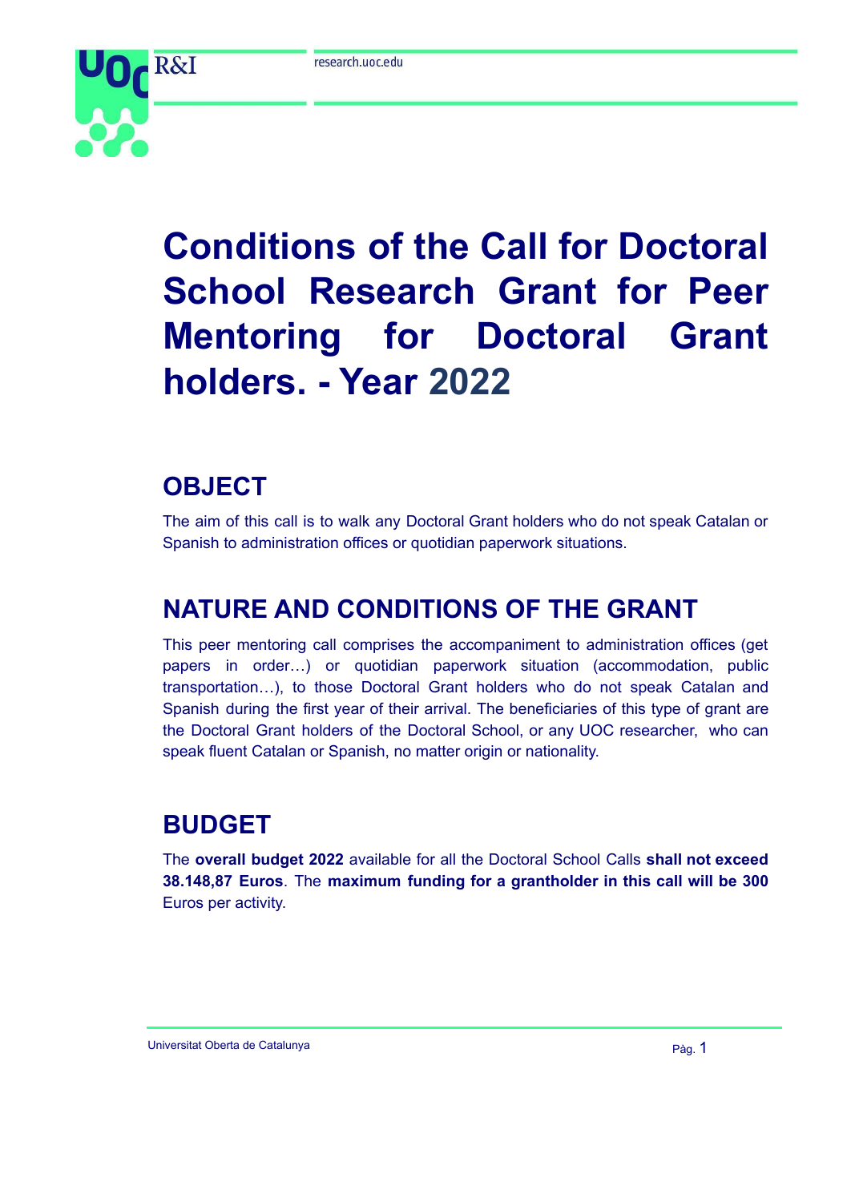# Conditions of the Call for Doctoral School Research Grant for Peer Mentoring for Doctoral Grant holders. - Year 2022

## OBJECT

The aim of this call is to walk any Doctoral Grant holders who do not speak Catalan or Spanish to administration offices or quotidian paperwork situations.

## NATURE AND CONDITIONS OF THE GRANT

This peer mentoring call comprises the accompaniment to administration offices (get papers in order…) or quotidian paperwork situation (accommodation, public transportation…), to those Doctoral Grant holders who do not speak Catalan and Spanish during the first year of their arrival. The beneficiaries of this type of grant are the Doctoral Grant holders of the Doctoral School, or any UOC researcher, who can speak fluent Catalan or Spanish, no matter origin or nationality.

## BUDGET

The **overall budget 2022** available for all the Doctoral School Calls **shall not exceed 38.148,87 Euros**. The **maximum funding for a grantholder in this call will be 300** Euros per activity.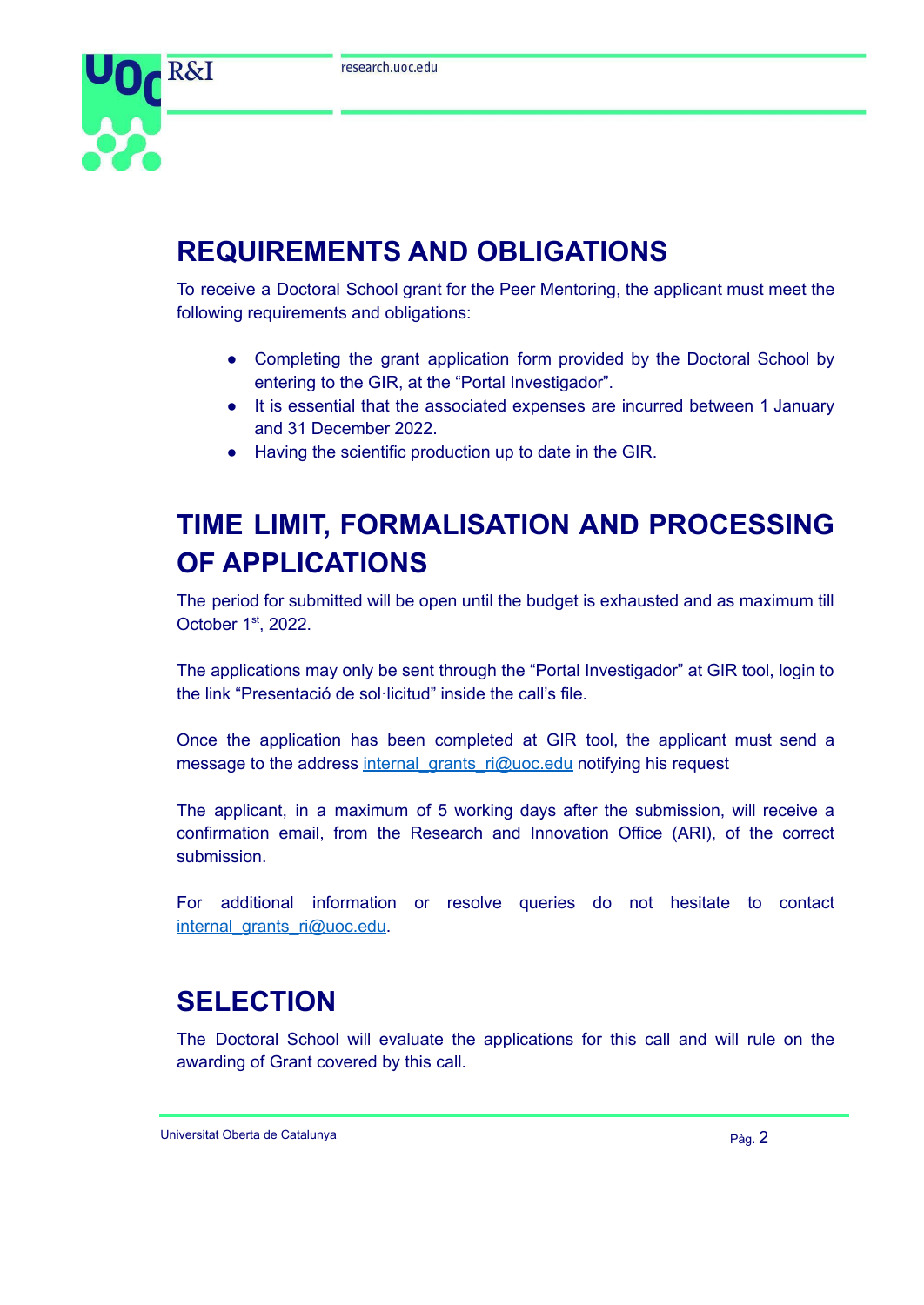## REQUIREMENTS AND OBLIGATIONS

To receive a Doctoral School grant for the Peer Mentoring, the applicant must meet the following requirements and obligations:

- Completing the grant application form provided by the Doctoral School by entering to the GIR, at the "Portal Investigador".
- It is essential that the associated expenses are incurred between 1 January and 31 December 2022.
- Having the scientific production up to date in the GIR.

## TIME LIMIT, FORMALISATION AND PROCESSING OF APPLICATIONS

The period for submitted will be open until the budget is exhausted and as maximum till October 1st, 2022.

The applications may only be sent through the "Portal Investigador" at GIR tool, login to the link "Presentació de sol·licitud" inside the call's file.

Once the application has been completed at GIR tool, the applicant must send a message to the address internal_grants_ri@uoc.edu notifying his request

The applicant, in a maximum of 5 working days after the submission, will receive a confirmation email, from the Research and Innovation Office (ARI), of the correct submission.

For additional information or resolve queries do not hesitate to contact internal_grants_ri@uoc.edu.

## SELECTION

The Doctoral School will evaluate the applications for this call and will rule on the awarding of Grant covered by this call.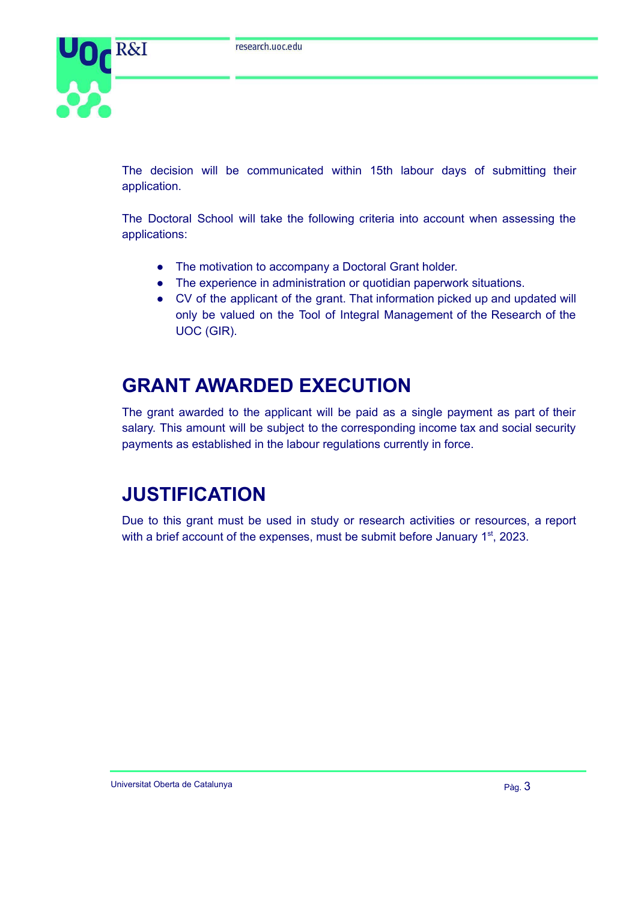The decision will be communicated within 15th labour days of submitting their application.

The Doctoral School will take the following criteria into account when assessing the applications:

- The motivation to accompany a Doctoral Grant holder.
- The experience in administration or quotidian paperwork situations.
- CV of the applicant of the grant. That information picked up and updated will only be valued on the Tool of Integral Management of the Research of the UOC (GIR).

## GRANT AWARDED EXECUTION

The grant awarded to the applicant will be paid as a single payment as part of their salary. This amount will be subject to the corresponding income tax and social security payments as established in the labour regulations currently in force.

## JUSTIFICATION

Due to this grant must be used in study or research activities or resources, a report with a brief account of the expenses, must be submit before January 1st, 2023.